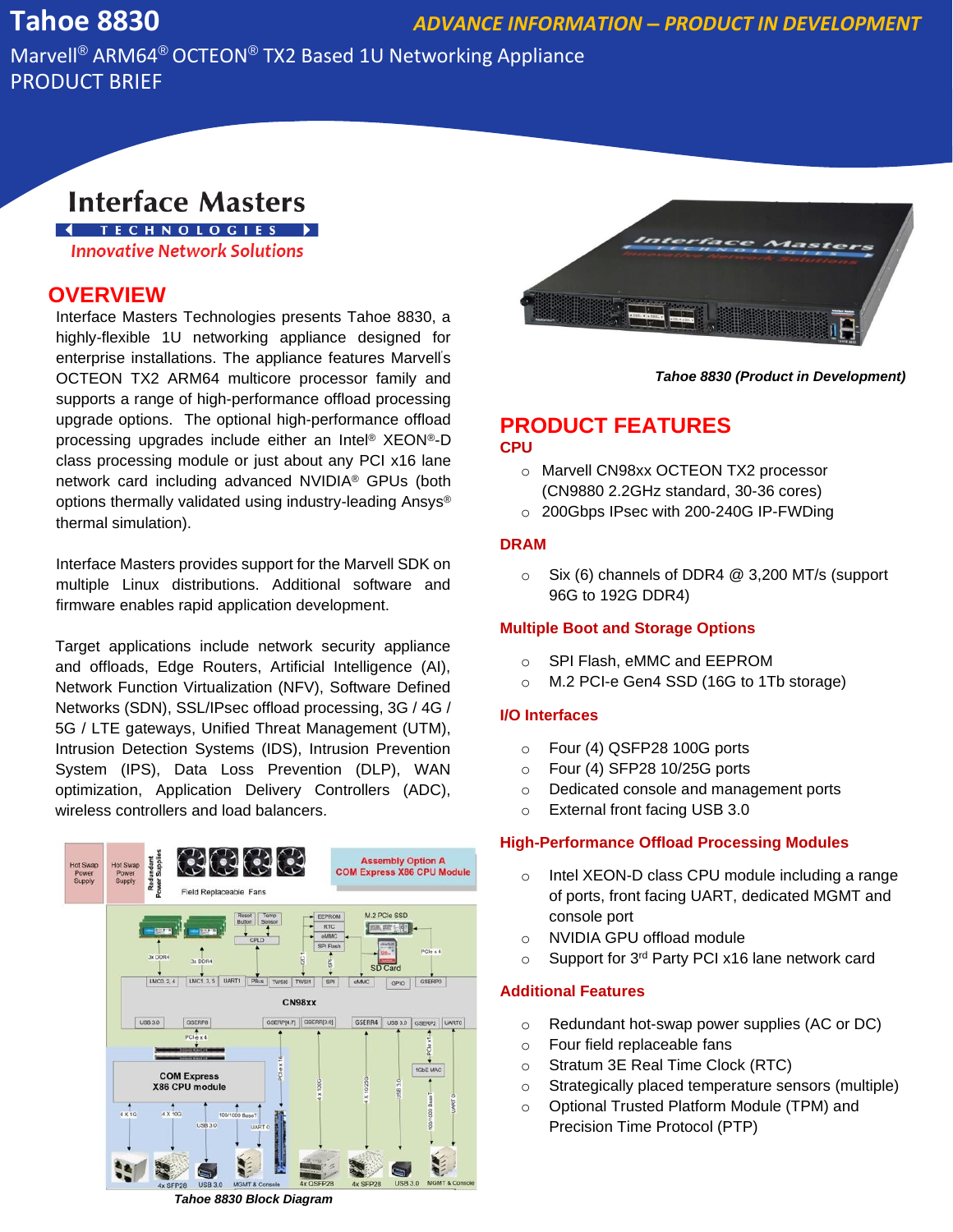# Tahoe 8830

**ADVANCE INFORMATION – PRODUCT IN DEVELOPMENT**

Marvell® ARM64® OCTEON® TX2 Based 1U Networking Appliance
PRODUCT BRIEF

Interface Masters
TECHNOLOGIES
*Innovative Network Solutions*

## OVERVIEW

Interface Masters Technologies presents Tahoe 8830, a highly-flexible 1U networking appliance designed for enterprise installations. The appliance features Marvell's OCTEON TX2 ARM64 multicore processor family and supports a range of high-performance offload processing upgrade options. The optional high-performance offload processing upgrades include either an Intel® XEON®-D class processing module or just about any PCI x16 lane network card including advanced NVIDIA® GPUs (both options thermally validated using industry-leading Ansys® thermal simulation).

Interface Masters provides support for the Marvell SDK on multiple Linux distributions. Additional software and firmware enables rapid application development.

Target applications include network security appliance and offloads, Edge Routers, Artificial Intelligence (AI), Network Function Virtualization (NFV), Software Defined Networks (SDN), SSL/IPsec offload processing, 3G / 4G / 5G / LTE gateways, Unified Threat Management (UTM), Intrusion Detection Systems (IDS), Intrusion Prevention System (IPS), Data Loss Prevention (DLP), WAN optimization, Application Delivery Controllers (ADC), wireless controllers and load balancers.

*Tahoe 8830 Block Diagram*

*Tahoe 8830 (Product in Development)*

## PRODUCT FEATURES

### CPU

- Marvell CN98xx OCTEON TX2 processor (CN9880 2.2GHz standard, 30-36 cores)
- 200Gbps IPsec with 200-240G IP-FWDing

### DRAM

- Six (6) channels of DDR4 @ 3,200 MT/s (support 96G to 192G DDR4)

### Multiple Boot and Storage Options

- SPI Flash, eMMC and EEPROM
- M.2 PCI-e Gen4 SSD (16G to 1Tb storage)

### I/O Interfaces

- Four (4) QSFP28 100G ports
- Four (4) SFP28 10/25G ports
- Dedicated console and management ports
- External front facing USB 3.0

### High-Performance Offload Processing Modules

- Intel XEON-D class CPU module including a range of ports, front facing UART, dedicated MGMT and console port
- NVIDIA GPU offload module
- Support for 3rd Party PCI x16 lane network card

### Additional Features

- Redundant hot-swap power supplies (AC or DC)
- Four field replaceable fans
- Stratum 3E Real Time Clock (RTC)
- Strategically placed temperature sensors (multiple)
- Optional Trusted Platform Module (TPM) and Precision Time Protocol (PTP)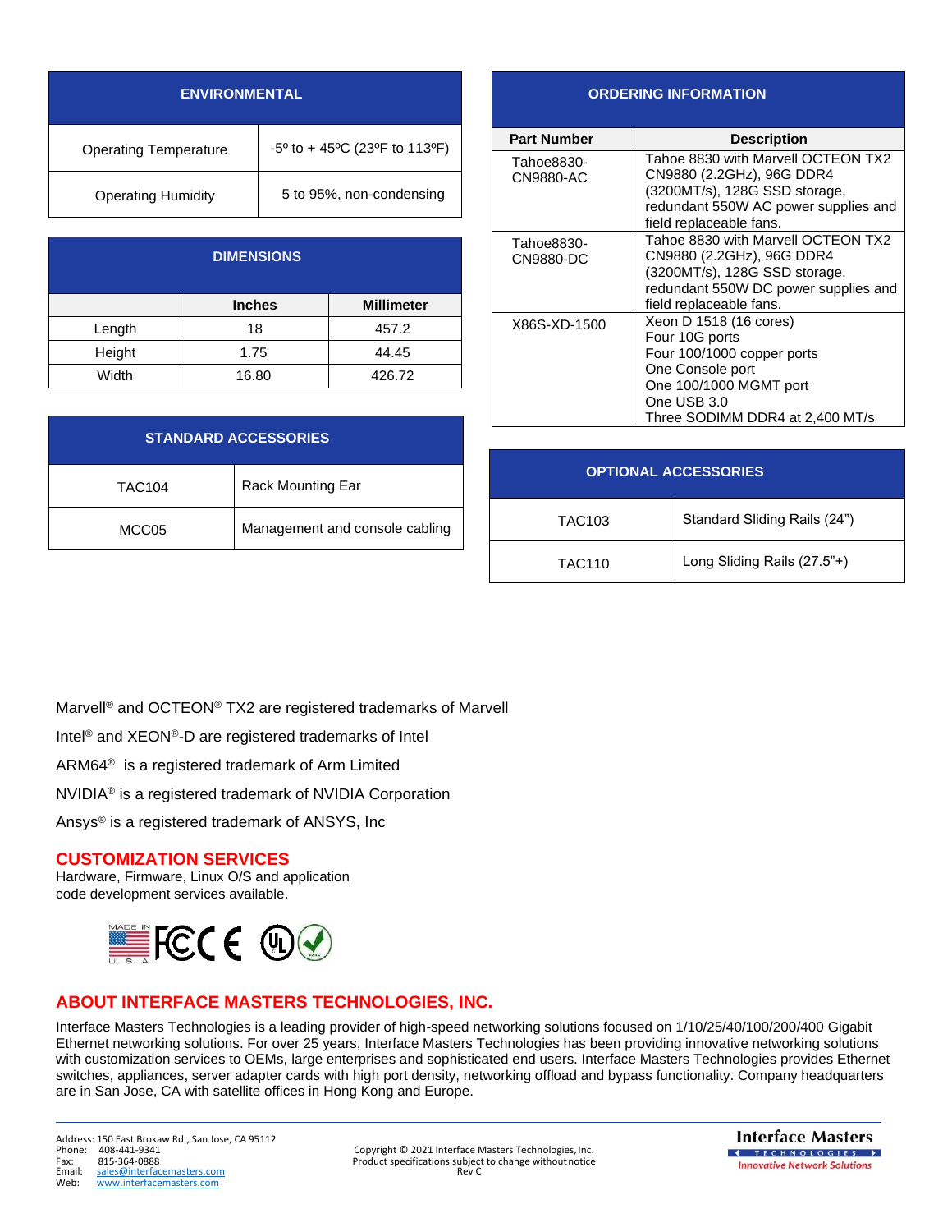## ENVIRONMENTAL

| | |
|---|---|
| Operating Temperature | -5º to + 45ºC (23ºF to 113ºF) |
| Operating Humidity | 5 to 95%, non-condensing |

## DIMENSIONS

| | Inches | Millimeter |
|---|---|---|
| Length | 18 | 457.2 |
| Height | 1.75 | 44.45 |
| Width | 16.80 | 426.72 |

## STANDARD ACCESSORIES

| | |
|---|---|
| TAC104 | Rack Mounting Ear |
| MCC05 | Management and console cabling |

## ORDERING INFORMATION

| Part Number | Description |
|---|---|
| Tahoe8830-CN9880-AC | Tahoe 8830 with Marvell OCTEON TX2 CN9880 (2.2GHz), 96G DDR4 (3200MT/s), 128G SSD storage, redundant 550W AC power supplies and field replaceable fans. |
| Tahoe8830-CN9880-DC | Tahoe 8830 with Marvell OCTEON TX2 CN9880 (2.2GHz), 96G DDR4 (3200MT/s), 128G SSD storage, redundant 550W DC power supplies and field replaceable fans. |
| X86S-XD-1500 | Xeon D 1518 (16 cores)<br>Four 10G ports<br>Four 100/1000 copper ports<br>One Console port<br>One 100/1000 MGMT port<br>One USB 3.0<br>Three SODIMM DDR4 at 2,400 MT/s |

## OPTIONAL ACCESSORIES

| | |
|---|---|
| TAC103 | Standard Sliding Rails (24") |
| TAC110 | Long Sliding Rails (27.5"+) |

Marvell® and OCTEON® TX2 are registered trademarks of Marvell

Intel® and XEON®-D are registered trademarks of Intel

ARM64® is a registered trademark of Arm Limited

NVIDIA® is a registered trademark of NVIDIA Corporation

Ansys® is a registered trademark of ANSYS, Inc

## CUSTOMIZATION SERVICES

Hardware, Firmware, Linux O/S and application code development services available.

## ABOUT INTERFACE MASTERS TECHNOLOGIES, INC.

Interface Masters Technologies is a leading provider of high-speed networking solutions focused on 1/10/25/40/100/200/400 Gigabit Ethernet networking solutions. For over 25 years, Interface Masters Technologies has been providing innovative networking solutions with customization services to OEMs, large enterprises and sophisticated end users. Interface Masters Technologies provides Ethernet switches, appliances, server adapter cards with high port density, networking offload and bypass functionality. Company headquarters are in San Jose, CA with satellite offices in Hong Kong and Europe.

Address: 150 East Brokaw Rd., San Jose, CA 95112
Phone: 408-441-9341
Fax: 815-364-0888
Email: sales@interfacemasters.com
Web: www.interfacemasters.com

Copyright © 2021 Interface Masters Technologies, Inc.
Product specifications subject to change without notice
Rev C

Interface Masters
TECHNOLOGIES
Innovative Network Solutions